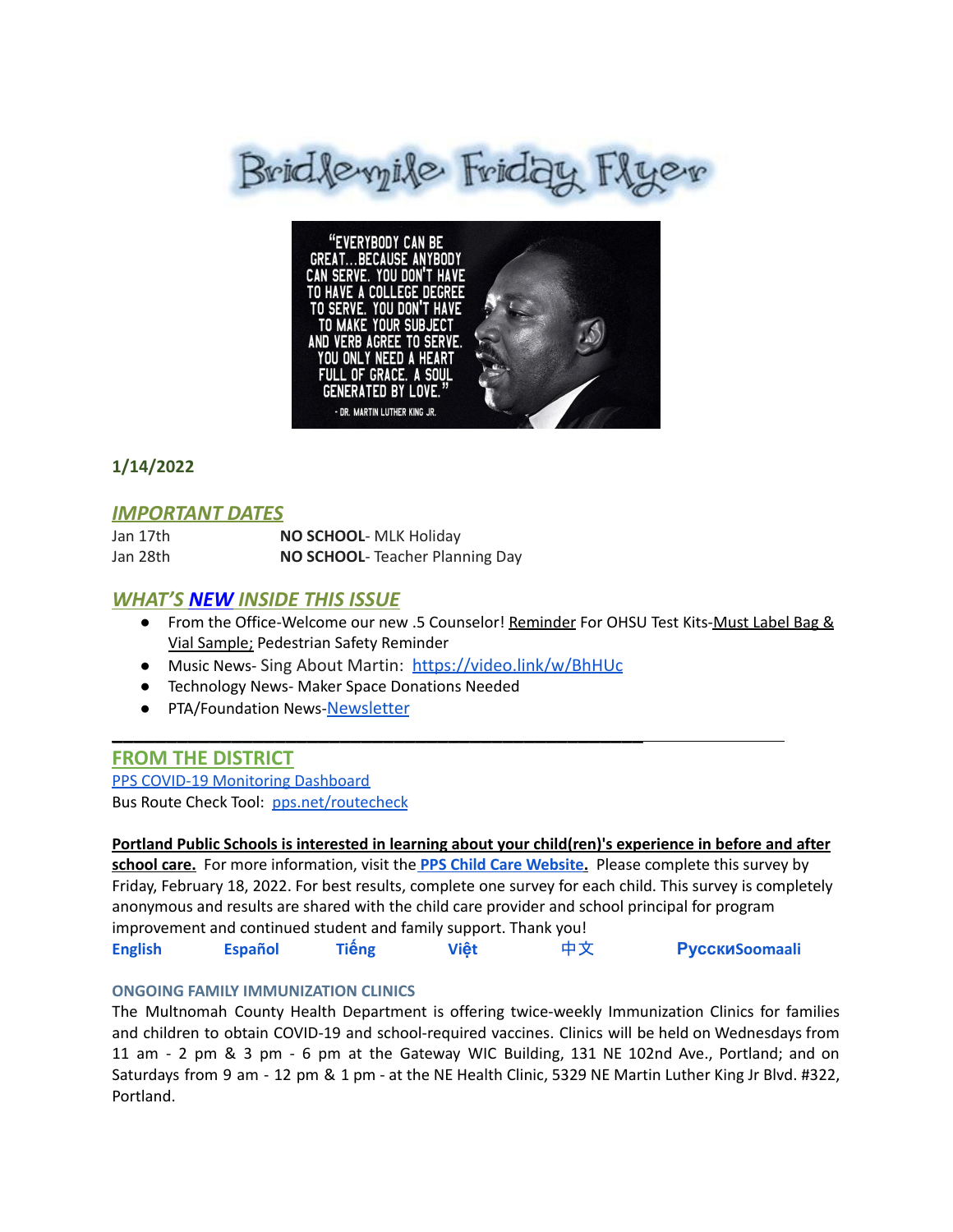# Bridlemile Friday Flyer

"EVERYBODY CAN BE GREAT...BECAUSE ANYBODY CAN SERVE. YOU DON'T HAVE TO HAVE A COLLEGE DEGREE TO SERVE. YOU DON'T HAVE TO MAKE YOUR SUBJECT AND VERB AGREE TO SERVE. YOU ONLY NEED A HEART FULL OF GRACE. A SOUL GENERATED BY LOVE."
- DR. MARTIN LUTHER KING JR.

**1/14/2022**

## *IMPORTANT DATES*

| | |
|---|---|
| Jan 17th | **NO SCHOOL**- MLK Holiday |
| Jan 28th | **NO SCHOOL**- Teacher Planning Day |

## *WHAT'S NEW INSIDE THIS ISSUE*

- From the Office-Welcome our new .5 Counselor! Reminder For OHSU Test Kits-Must Label Bag & Vial Sample; Pedestrian Safety Reminder
- Music News- Sing About Martin: https://video.link/w/BhHUc
- Technology News- Maker Space Donations Needed
- PTA/Foundation News-Newsletter

---

## FROM THE DISTRICT

PPS COVID-19 Monitoring Dashboard
Bus Route Check Tool: pps.net/routecheck

**Portland Public Schools is interested in learning about your child(ren)'s experience in before and after school care.** For more information, visit the **PPS Child Care Website.** Please complete this survey by Friday, February 18, 2022. For best results, complete one survey for each child. This survey is completely anonymous and results are shared with the child care provider and school principal for program improvement and continued student and family support. Thank you!

**English** **Español** **Tiếng** **Việt** **中文** **РусскиSoomaali**

### ONGOING FAMILY IMMUNIZATION CLINICS

The Multnomah County Health Department is offering twice-weekly Immunization Clinics for families and children to obtain COVID-19 and school-required vaccines. Clinics will be held on Wednesdays from 11 am - 2 pm & 3 pm - 6 pm at the Gateway WIC Building, 131 NE 102nd Ave., Portland; and on Saturdays from 9 am - 12 pm & 1 pm - at the NE Health Clinic, 5329 NE Martin Luther King Jr Blvd. #322, Portland.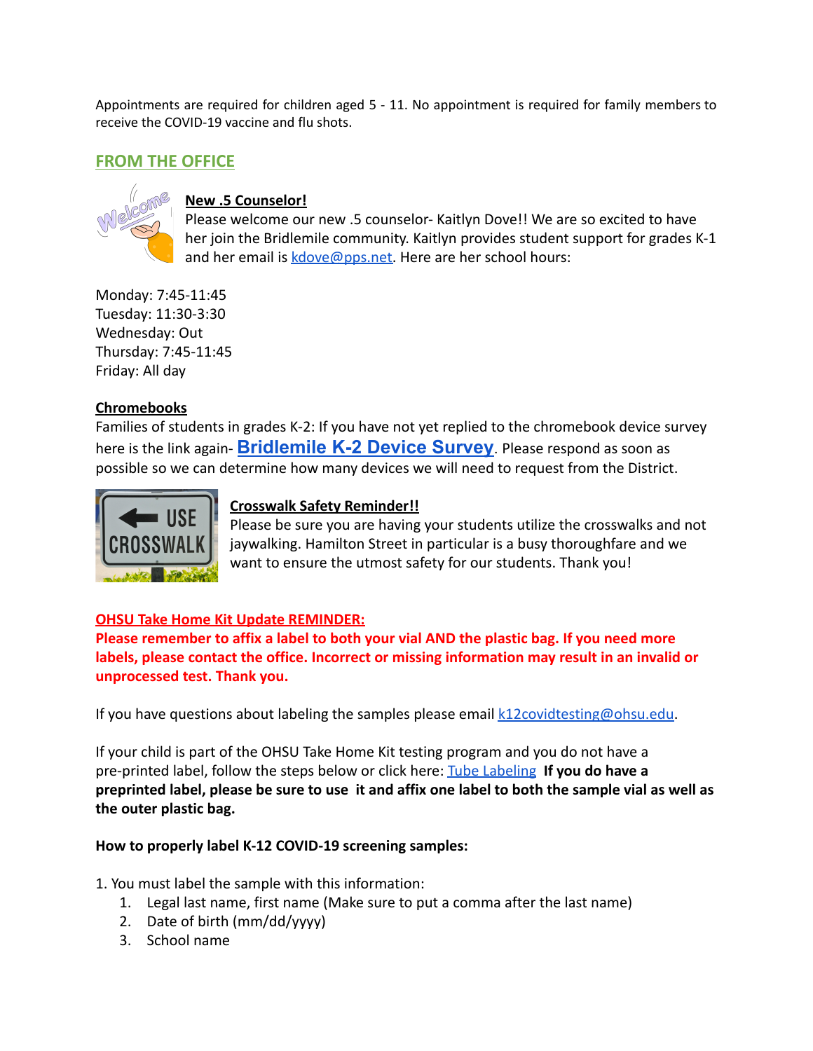Appointments are required for children aged 5 - 11. No appointment is required for family members to receive the COVID-19 vaccine and flu shots.

## FROM THE OFFICE

**New .5 Counselor!**

Please welcome our new .5 counselor- Kaitlyn Dove!! We are so excited to have her join the Bridlemile community. Kaitlyn provides student support for grades K-1 and her email is kdove@pps.net. Here are her school hours:

Monday: 7:45-11:45
Tuesday: 11:30-3:30
Wednesday: Out
Thursday: 7:45-11:45
Friday: All day

**Chromebooks**

Families of students in grades K-2: If you have not yet replied to the chromebook device survey here is the link again- **Bridlemile K-2 Device Survey**. Please respond as soon as possible so we can determine how many devices we will need to request from the District.

**Crosswalk Safety Reminder!!**

Please be sure you are having your students utilize the crosswalks and not jaywalking. Hamilton Street in particular is a busy thoroughfare and we want to ensure the utmost safety for our students. Thank you!

**OHSU Take Home Kit Update REMINDER:**

**Please remember to affix a label to both your vial AND the plastic bag. If you need more labels, please contact the office. Incorrect or missing information may result in an invalid or unprocessed test. Thank you.**

If you have questions about labeling the samples please email k12covidtesting@ohsu.edu.

If your child is part of the OHSU Take Home Kit testing program and you do not have a pre-printed label, follow the steps below or click here: Tube Labeling **If you do have a preprinted label, please be sure to use it and affix one label to both the sample vial as well as the outer plastic bag.**

**How to properly label K-12 COVID-19 screening samples:**

1. You must label the sample with this information:
    1. Legal last name, first name (Make sure to put a comma after the last name)
    2. Date of birth (mm/dd/yyyy)
    3. School name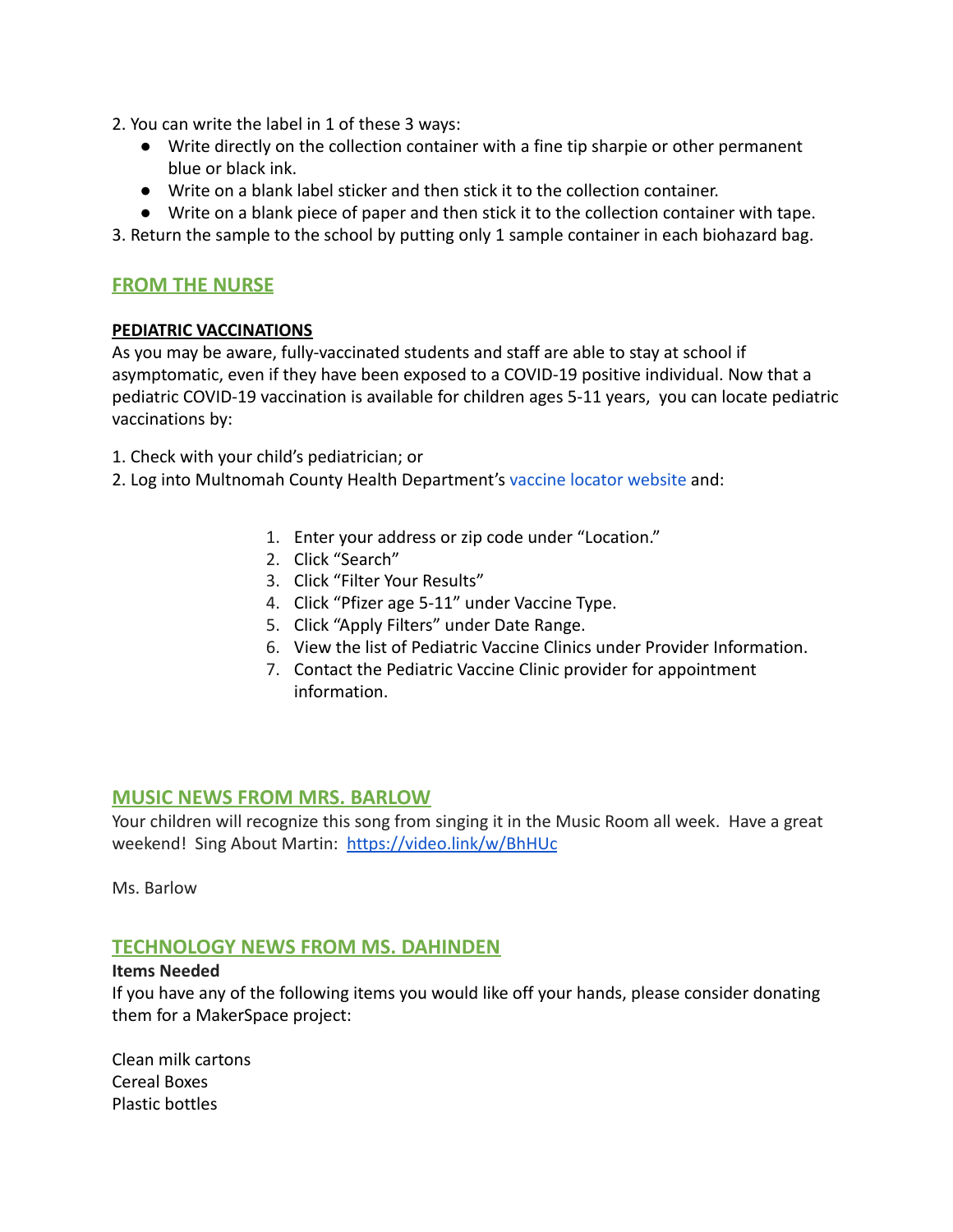2. You can write the label in 1 of these 3 ways:
    - Write directly on the collection container with a fine tip sharpie or other permanent blue or black ink.
    - Write on a blank label sticker and then stick it to the collection container.
    - Write on a blank piece of paper and then stick it to the collection container with tape.

3. Return the sample to the school by putting only 1 sample container in each biohazard bag.

## FROM THE NURSE

**PEDIATRIC VACCINATIONS**

As you may be aware, fully-vaccinated students and staff are able to stay at school if asymptomatic, even if they have been exposed to a COVID-19 positive individual. Now that a pediatric COVID-19 vaccination is available for children ages 5-11 years, you can locate pediatric vaccinations by:

1. Check with your child's pediatrician; or
2. Log into Multnomah County Health Department's vaccine locator website and:
    1. Enter your address or zip code under "Location."
    2. Click "Search"
    3. Click "Filter Your Results"
    4. Click "Pfizer age 5-11" under Vaccine Type.
    5. Click "Apply Filters" under Date Range.
    6. View the list of Pediatric Vaccine Clinics under Provider Information.
    7. Contact the Pediatric Vaccine Clinic provider for appointment information.

## MUSIC NEWS FROM MRS. BARLOW

Your children will recognize this song from singing it in the Music Room all week. Have a great weekend! Sing About Martin: https://video.link/w/BhHUc

Ms. Barlow

## TECHNOLOGY NEWS FROM MS. DAHINDEN

**Items Needed**

If you have any of the following items you would like off your hands, please consider donating them for a MakerSpace project:

Clean milk cartons
Cereal Boxes
Plastic bottles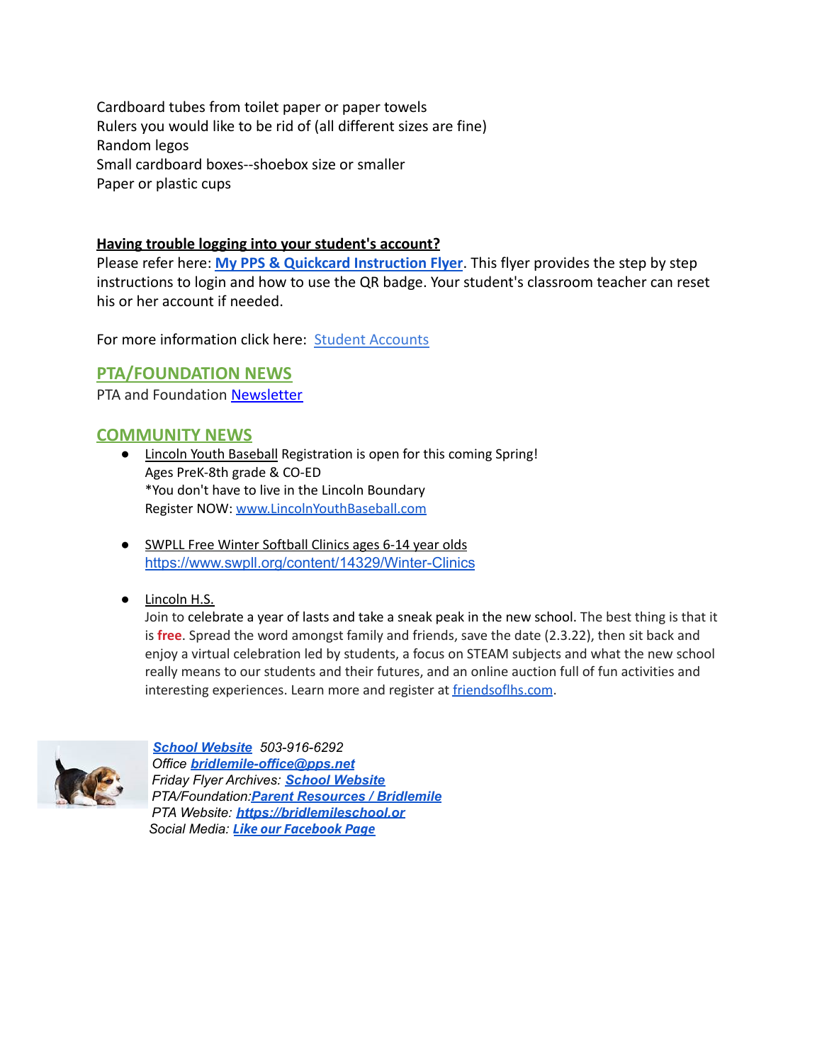Cardboard tubes from toilet paper or paper towels
Rulers you would like to be rid of (all different sizes are fine)
Random legos
Small cardboard boxes--shoebox size or smaller
Paper or plastic cups

**Having trouble logging into your student's account?**
Please refer here: **My PPS & Quickcard Instruction Flyer**. This flyer provides the step by step instructions to login and how to use the QR badge. Your student's classroom teacher can reset his or her account if needed.

For more information click here: Student Accounts

## PTA/FOUNDATION NEWS

PTA and Foundation Newsletter

## COMMUNITY NEWS

- Lincoln Youth Baseball Registration is open for this coming Spring!
  Ages PreK-8th grade & CO-ED
  *You don't have to live in the Lincoln Boundary
  Register NOW: www.LincolnYouthBaseball.com

- SWPLL Free Winter Softball Clinics ages 6-14 year olds
  https://www.swpll.org/content/14329/Winter-Clinics

- Lincoln H.S.
  Join to celebrate a year of lasts and take a sneak peak in the new school. The best thing is that it is **free**. Spread the word amongst family and friends, save the date (2.3.22), then sit back and enjoy a virtual celebration led by students, a focus on STEAM subjects and what the new school really means to our students and their futures, and an online auction full of fun activities and interesting experiences. Learn more and register at friendsoflhs.com.

***School Website*** *503-916-6292*
*Office* ***bridlemile-office@pps.net***
*Friday Flyer Archives:* ***School Website***
*PTA/Foundation:****Parent Resources / Bridlemile***
*PTA Website:* ***https://bridlemileschool.or***
*Social Media:* ***Like our Facebook Page***